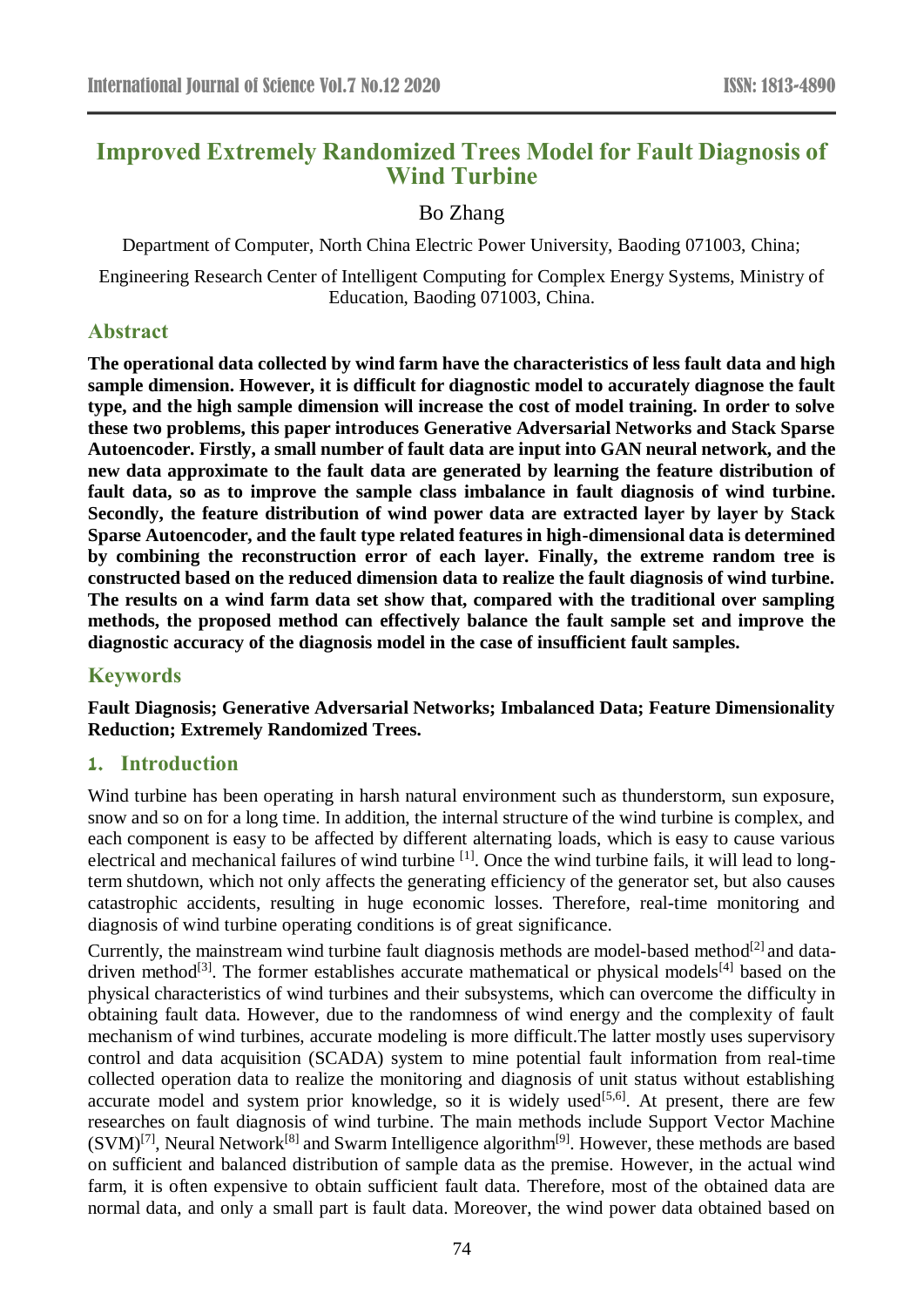# Improved Extremely Randomized Trees Model for Fault Diagnosis of Wind Turbine

Bo Zhang

Department of Computer, North China Electric Power University, Baoding 071003, China;

Engineering Research Center of Intelligent Computing for Complex Energy Systems, Ministry of Education, Baoding 071003, China.

## Abstract

**The operational data collected by wind farm have the characteristics of less fault data and high sample dimension. However, it is difficult for diagnostic model to accurately diagnose the fault type, and the high sample dimension will increase the cost of model training. In order to solve these two problems, this paper introduces Generative Adversarial Networks and Stack Sparse Autoencoder. Firstly, a small number of fault data are input into GAN neural network, and the new data approximate to the fault data are generated by learning the feature distribution of fault data, so as to improve the sample class imbalance in fault diagnosis of wind turbine. Secondly, the feature distribution of wind power data are extracted layer by layer by Stack Sparse Autoencoder, and the fault type related features in high-dimensional data is determined by combining the reconstruction error of each layer. Finally, the extreme random tree is constructed based on the reduced dimension data to realize the fault diagnosis of wind turbine. The results on a wind farm data set show that, compared with the traditional over sampling methods, the proposed method can effectively balance the fault sample set and improve the diagnostic accuracy of the diagnosis model in the case of insufficient fault samples.**

## Keywords

**Fault Diagnosis; Generative Adversarial Networks; Imbalanced Data; Feature Dimensionality Reduction; Extremely Randomized Trees.**

## 1. Introduction

Wind turbine has been operating in harsh natural environment such as thunderstorm, sun exposure, snow and so on for a long time. In addition, the internal structure of the wind turbine is complex, and each component is easy to be affected by different alternating loads, which is easy to cause various electrical and mechanical failures of wind turbine [1]. Once the wind turbine fails, it will lead to long-term shutdown, which not only affects the generating efficiency of the generator set, but also causes catastrophic accidents, resulting in huge economic losses. Therefore, real-time monitoring and diagnosis of wind turbine operating conditions is of great significance.

Currently, the mainstream wind turbine fault diagnosis methods are model-based method[2] and data-driven method[3]. The former establishes accurate mathematical or physical models[4] based on the physical characteristics of wind turbines and their subsystems, which can overcome the difficulty in obtaining fault data. However, due to the randomness of wind energy and the complexity of fault mechanism of wind turbines, accurate modeling is more difficult.The latter mostly uses supervisory control and data acquisition (SCADA) system to mine potential fault information from real-time collected operation data to realize the monitoring and diagnosis of unit status without establishing accurate model and system prior knowledge, so it is widely used[5,6]. At present, there are few researches on fault diagnosis of wind turbine. The main methods include Support Vector Machine (SVM)[7], Neural Network[8] and Swarm Intelligence algorithm[9]. However, these methods are based on sufficient and balanced distribution of sample data as the premise. However, in the actual wind farm, it is often expensive to obtain sufficient fault data. Therefore, most of the obtained data are normal data, and only a small part is fault data. Moreover, the wind power data obtained based on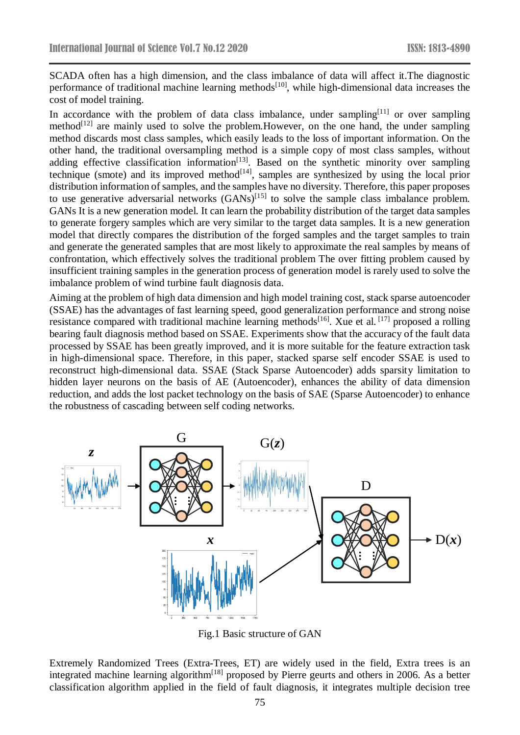SCADA often has a high dimension, and the class imbalance of data will affect it.The diagnostic performance of traditional machine learning methods[10], while high-dimensional data increases the cost of model training.

In accordance with the problem of data class imbalance, under sampling[11] or over sampling method[12] are mainly used to solve the problem.However, on the one hand, the under sampling method discards most class samples, which easily leads to the loss of important information. On the other hand, the traditional oversampling method is a simple copy of most class samples, without adding effective classification information[13]. Based on the synthetic minority over sampling technique (smote) and its improved method[14], samples are synthesized by using the local prior distribution information of samples, and the samples have no diversity. Therefore, this paper proposes to use generative adversarial networks (GANs)[15] to solve the sample class imbalance problem. GANs It is a new generation model. It can learn the probability distribution of the target data samples to generate forgery samples which are very similar to the target data samples. It is a new generation model that directly compares the distribution of the forged samples and the target samples to train and generate the generated samples that are most likely to approximate the real samples by means of confrontation, which effectively solves the traditional problem The over fitting problem caused by insufficient training samples in the generation process of generation model is rarely used to solve the imbalance problem of wind turbine fault diagnosis data.

Aiming at the problem of high data dimension and high model training cost, stack sparse autoencoder (SSAE) has the advantages of fast learning speed, good generalization performance and strong noise resistance compared with traditional machine learning methods[16]. Xue et al. [17] proposed a rolling bearing fault diagnosis method based on SSAE. Experiments show that the accuracy of the fault data processed by SSAE has been greatly improved, and it is more suitable for the feature extraction task in high-dimensional space. Therefore, in this paper, stacked sparse self encoder SSAE is used to reconstruct high-dimensional data. SSAE (Stack Sparse Autoencoder) adds sparsity limitation to hidden layer neurons on the basis of AE (Autoencoder), enhances the ability of data dimension reduction, and adds the lost packet technology on the basis of SAE (Sparse Autoencoder) to enhance the robustness of cascading between self coding networks.

Fig.1 Basic structure of GAN

Extremely Randomized Trees (Extra-Trees, ET) are widely used in the field, Extra trees is an integrated machine learning algorithm[18] proposed by Pierre geurts and others in 2006. As a better classification algorithm applied in the field of fault diagnosis, it integrates multiple decision tree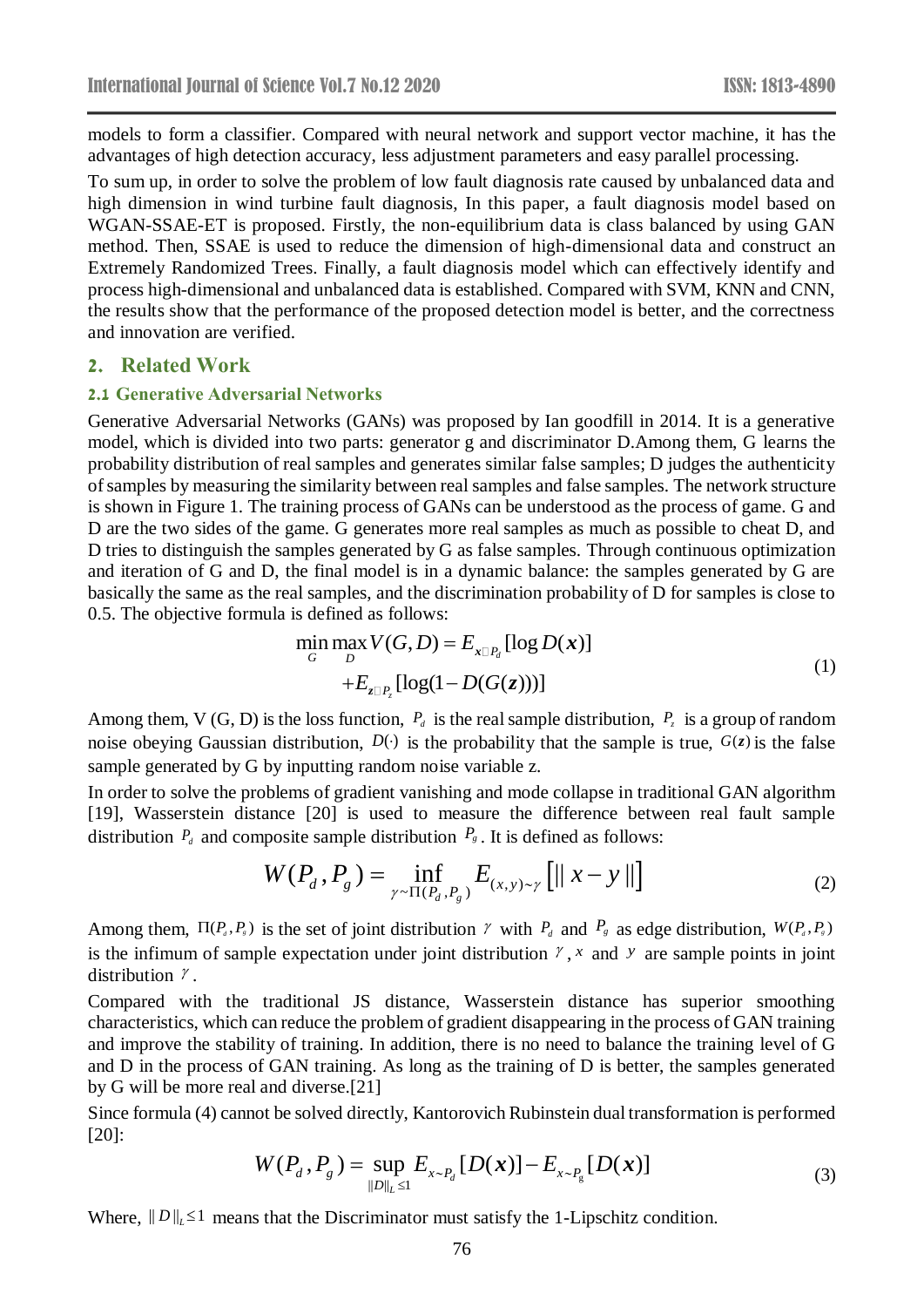models to form a classifier. Compared with neural network and support vector machine, it has the advantages of high detection accuracy, less adjustment parameters and easy parallel processing.

To sum up, in order to solve the problem of low fault diagnosis rate caused by unbalanced data and high dimension in wind turbine fault diagnosis, In this paper, a fault diagnosis model based on WGAN-SSAE-ET is proposed. Firstly, the non-equilibrium data is class balanced by using GAN method. Then, SSAE is used to reduce the dimension of high-dimensional data and construct an Extremely Randomized Trees. Finally, a fault diagnosis model which can effectively identify and process high-dimensional and unbalanced data is established. Compared with SVM, KNN and CNN, the results show that the performance of the proposed detection model is better, and the correctness and innovation are verified.

## 2. Related Work

### 2.1 Generative Adversarial Networks

Generative Adversarial Networks (GANs) was proposed by Ian goodfill in 2014. It is a generative model, which is divided into two parts: generator g and discriminator D.Among them, G learns the probability distribution of real samples and generates similar false samples; D judges the authenticity of samples by measuring the similarity between real samples and false samples. The network structure is shown in Figure 1. The training process of GANs can be understood as the process of game. G and D are the two sides of the game. G generates more real samples as much as possible to cheat D, and D tries to distinguish the samples generated by G as false samples. Through continuous optimization and iteration of G and D, the final model is in a dynamic balance: the samples generated by G are basically the same as the real samples, and the discrimination probability of D for samples is close to 0.5. The objective formula is defined as follows:

$$\min_G \max_D V(G,D) = E_{\boldsymbol{x}\sim P_d}[\log D(\boldsymbol{x})] + E_{\boldsymbol{z}\sim P_z}[\log(1-D(G(\boldsymbol{z})))] \tag{1}$$

Among them, V (G, D) is the loss function, $P_d$ is the real sample distribution, $P_z$ is a group of random noise obeying Gaussian distribution, $D(\cdot)$ is the probability that the sample is true, $G(\boldsymbol{z})$ is the false sample generated by G by inputting random noise variable z.

In order to solve the problems of gradient vanishing and mode collapse in traditional GAN algorithm [19], Wasserstein distance [20] is used to measure the difference between real fault sample distribution $P_d$ and composite sample distribution $P_g$. It is defined as follows:

$$W(P_d, P_g) = \inf_{\gamma\sim\Pi(P_d,P_g)} E_{(x,y)\sim\gamma}\left[\| x-y \|\right] \tag{2}$$

Among them, $\Pi(P_d, P_g)$ is the set of joint distribution $\gamma$ with $P_d$ and $P_g$ as edge distribution, $W(P_d, P_g)$ is the infimum of sample expectation under joint distribution $\gamma$, $x$ and $y$ are sample points in joint distribution $\gamma$.

Compared with the traditional JS distance, Wasserstein distance has superior smoothing characteristics, which can reduce the problem of gradient disappearing in the process of GAN training and improve the stability of training. In addition, there is no need to balance the training level of G and D in the process of GAN training. As long as the training of D is better, the samples generated by G will be more real and diverse.[21]

Since formula (4) cannot be solved directly, Kantorovich Rubinstein dual transformation is performed [20]:

$$W(P_d, P_g) = \sup_{\|D\|_L\le 1} E_{x\sim P_d}[D(\boldsymbol{x})] - E_{x\sim P_g}[D(\boldsymbol{x})] \tag{3}$$

Where, $\|D\|_L \le 1$ means that the Discriminator must satisfy the 1-Lipschitz condition.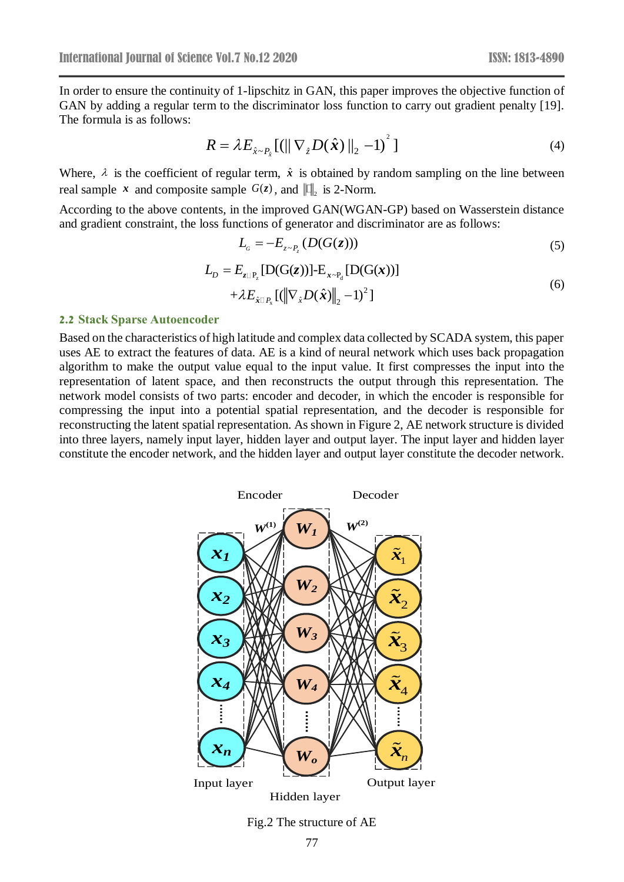In order to ensure the continuity of 1-lipschitz in GAN, this paper improves the objective function of GAN by adding a regular term to the discriminator loss function to carry out gradient penalty [19]. The formula is as follows:

$$R = \lambda E_{\hat{x} \sim P_{\hat{x}}} [(\| \nabla_{\hat{x}} D(\hat{\boldsymbol{x}}) \|_2 - 1)^2] \tag{4}$$

Where, $\lambda$ is the coefficient of regular term, $\hat{x}$ is obtained by random sampling on the line between real sample $\boldsymbol{x}$ and composite sample $G(\boldsymbol{z})$, and $\|\cdot\|_2$ is 2-Norm.

According to the above contents, in the improved GAN(WGAN-GP) based on Wasserstein distance and gradient constraint, the loss functions of generator and discriminator are as follows:

$$L_G = -E_{z \sim P_z}(D(G(\boldsymbol{z}))) \tag{5}$$

$$\begin{aligned} L_D = &E_{\boldsymbol{z} \sim P_z}[D(G(\boldsymbol{z}))] - E_{\boldsymbol{x} \sim P_d}[D(G(\boldsymbol{x}))] \\ &+ \lambda E_{\hat{x} \sim P_{\hat{x}}}[(\|\nabla_{\hat{x}} D(\hat{\boldsymbol{x}})\|_2 - 1)^2] \end{aligned} \tag{6}$$

### 2.2 Stack Sparse Autoencoder

Based on the characteristics of high latitude and complex data collected by SCADA system, this paper uses AE to extract the features of data. AE is a kind of neural network which uses back propagation algorithm to make the output value equal to the input value. It first compresses the input into the representation of latent space, and then reconstructs the output through this representation. The network model consists of two parts: encoder and decoder, in which the encoder is responsible for compressing the input into a potential spatial representation, and the decoder is responsible for reconstructing the latent spatial representation. As shown in Figure 2, AE network structure is divided into three layers, namely input layer, hidden layer and output layer. The input layer and hidden layer constitute the encoder network, and the hidden layer and output layer constitute the decoder network.

Fig.2 The structure of AE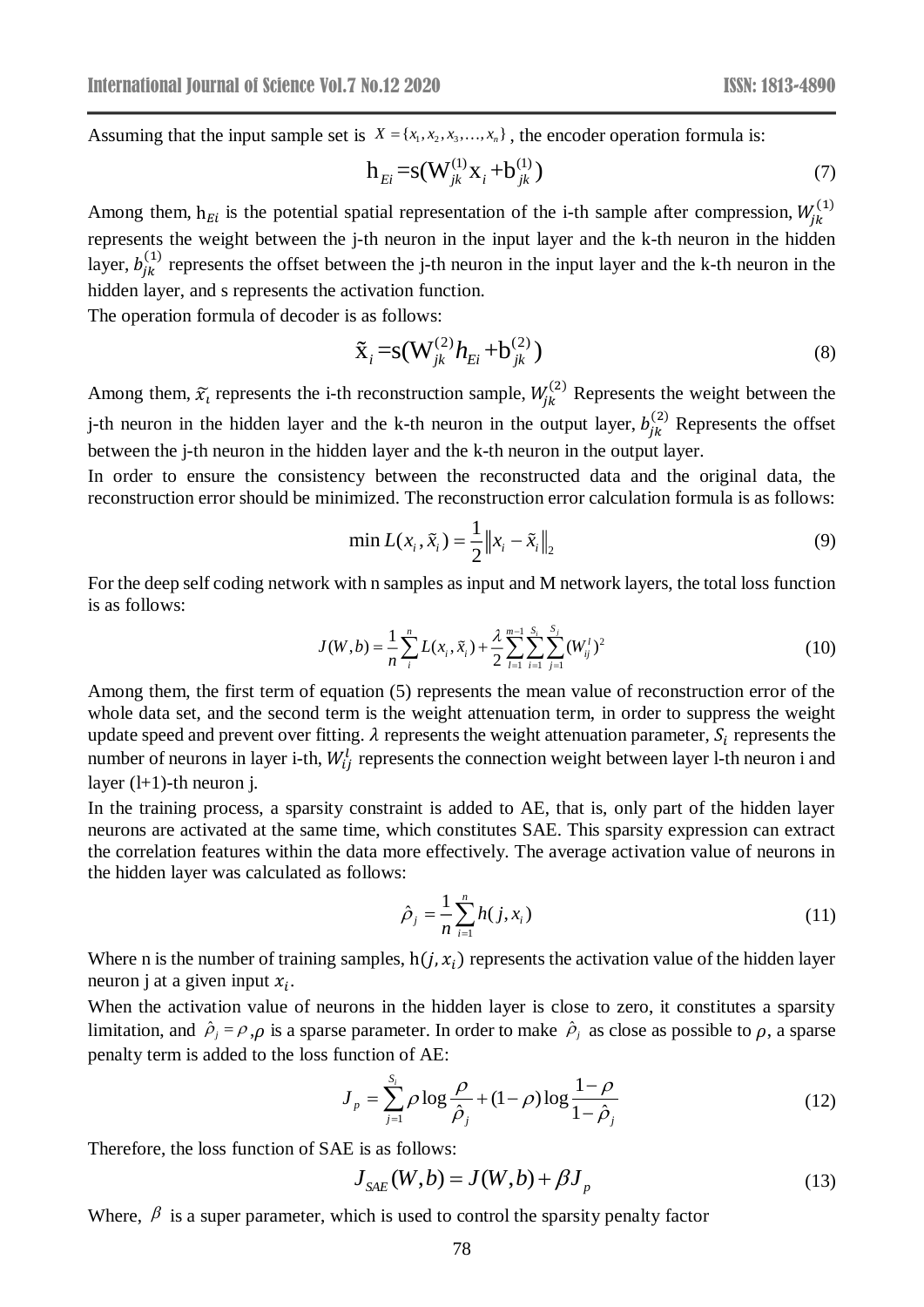Assuming that the input sample set is $X = \{x_1, x_2, x_3, \ldots, x_n\}$, the encoder operation formula is:

$$\mathrm{h}_{Ei} = \mathrm{s}(\mathrm{W}_{jk}^{(1)} \mathrm{x}_i + \mathrm{b}_{jk}^{(1)}) \tag{7}$$

Among them, $\mathrm{h}_{Ei}$ is the potential spatial representation of the i-th sample after compression, $W_{jk}^{(1)}$ represents the weight between the j-th neuron in the input layer and the k-th neuron in the hidden layer, $b_{jk}^{(1)}$ represents the offset between the j-th neuron in the input layer and the k-th neuron in the hidden layer, and s represents the activation function.

The operation formula of decoder is as follows:

$$\tilde{\mathrm{x}}_i = \mathrm{s}(\mathrm{W}_{jk}^{(2)} h_{Ei} + \mathrm{b}_{jk}^{(2)}) \tag{8}$$

Among them, $\tilde{x}_i$ represents the i-th reconstruction sample, $W_{jk}^{(2)}$ Represents the weight between the j-th neuron in the hidden layer and the k-th neuron in the output layer, $b_{jk}^{(2)}$ Represents the offset between the j-th neuron in the hidden layer and the k-th neuron in the output layer.

In order to ensure the consistency between the reconstructed data and the original data, the reconstruction error should be minimized. The reconstruction error calculation formula is as follows:

$$\min L(x_i, \tilde{x}_i) = \frac{1}{2} \left\| x_i - \tilde{x}_i \right\|_2 \tag{9}$$

For the deep self coding network with n samples as input and M network layers, the total loss function is as follows:

$$J(W,b) = \frac{1}{n} \sum_{i}^{n} L(x_i, \tilde{x}_i) + \frac{\lambda}{2} \sum_{l=1}^{m-1} \sum_{i=1}^{S_i} \sum_{j=1}^{S_j} (W_{ij}^{l})^2 \tag{10}$$

Among them, the first term of equation (5) represents the mean value of reconstruction error of the whole data set, and the second term is the weight attenuation term, in order to suppress the weight update speed and prevent over fitting. $\lambda$ represents the weight attenuation parameter, $S_i$ represents the number of neurons in layer i-th, $W_{ij}^{l}$ represents the connection weight between layer l-th neuron i and layer (l+1)-th neuron j.

In the training process, a sparsity constraint is added to AE, that is, only part of the hidden layer neurons are activated at the same time, which constitutes SAE. This sparsity expression can extract the correlation features within the data more effectively. The average activation value of neurons in the hidden layer was calculated as follows:

$$\hat{\rho}_j = \frac{1}{n} \sum_{i=1}^{n} h(j, x_i) \tag{11}$$

Where n is the number of training samples, $\mathrm{h}(j, x_i)$ represents the activation value of the hidden layer neuron j at a given input $x_i$.

When the activation value of neurons in the hidden layer is close to zero, it constitutes a sparsity limitation, and $\hat{\rho}_j = \rho$, $\rho$ is a sparse parameter. In order to make $\hat{\rho}_j$ as close as possible to $\rho$, a sparse penalty term is added to the loss function of AE:

$$J_p = \sum_{j=1}^{S_i} \rho \log \frac{\rho}{\hat{\rho}_j} + (1-\rho) \log \frac{1-\rho}{1-\hat{\rho}_j} \tag{12}$$

Therefore, the loss function of SAE is as follows:

$$J_{SAE}(W,b) = J(W,b) + \beta J_p \tag{13}$$

Where, $\beta$ is a super parameter, which is used to control the sparsity penalty factor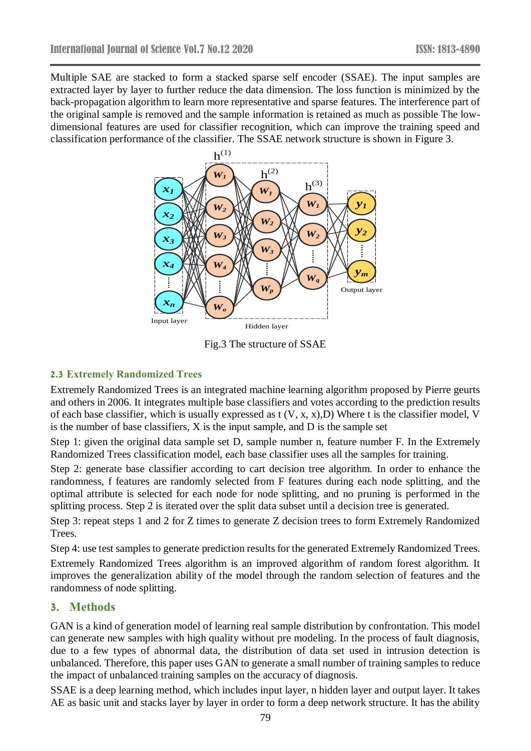Multiple SAE are stacked to form a stacked sparse self encoder (SSAE). The input samples are extracted layer by layer to further reduce the data dimension. The loss function is minimized by the back-propagation algorithm to learn more representative and sparse features. The interference part of the original sample is removed and the sample information is retained as much as possible The low-dimensional features are used for classifier recognition, which can improve the training speed and classification performance of the classifier. The SSAE network structure is shown in Figure 3.

Fig.3 The structure of SSAE

### 2.3 Extremely Randomized Trees

Extremely Randomized Trees is an integrated machine learning algorithm proposed by Pierre geurts and others in 2006. It integrates multiple base classifiers and votes according to the prediction results of each base classifier, which is usually expressed as t (V, x, x),D) Where t is the classifier model, V is the number of base classifiers, X is the input sample, and D is the sample set

Step 1: given the original data sample set D, sample number n, feature number F. In the Extremely Randomized Trees classification model, each base classifier uses all the samples for training.

Step 2: generate base classifier according to cart decision tree algorithm. In order to enhance the randomness, f features are randomly selected from F features during each node splitting, and the optimal attribute is selected for each node for node splitting, and no pruning is performed in the splitting process. Step 2 is iterated over the split data subset until a decision tree is generated.

Step 3: repeat steps 1 and 2 for Z times to generate Z decision trees to form Extremely Randomized Trees.

Step 4: use test samples to generate prediction results for the generated Extremely Randomized Trees.

Extremely Randomized Trees algorithm is an improved algorithm of random forest algorithm. It improves the generalization ability of the model through the random selection of features and the randomness of node splitting.

## 3. Methods

GAN is a kind of generation model of learning real sample distribution by confrontation. This model can generate new samples with high quality without pre modeling. In the process of fault diagnosis, due to a few types of abnormal data, the distribution of data set used in intrusion detection is unbalanced. Therefore, this paper uses GAN to generate a small number of training samples to reduce the impact of unbalanced training samples on the accuracy of diagnosis.

SSAE is a deep learning method, which includes input layer, n hidden layer and output layer. It takes AE as basic unit and stacks layer by layer in order to form a deep network structure. It has the ability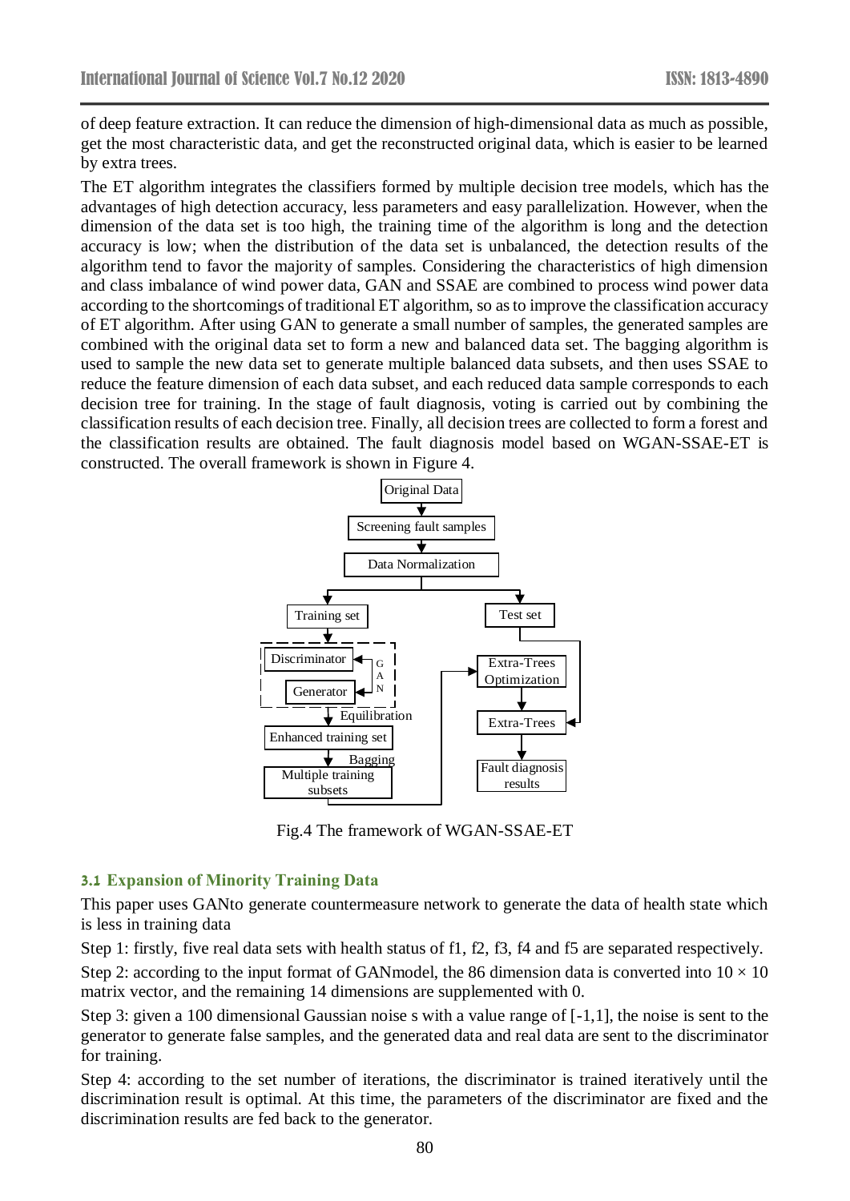of deep feature extraction. It can reduce the dimension of high-dimensional data as much as possible, get the most characteristic data, and get the reconstructed original data, which is easier to be learned by extra trees.

The ET algorithm integrates the classifiers formed by multiple decision tree models, which has the advantages of high detection accuracy, less parameters and easy parallelization. However, when the dimension of the data set is too high, the training time of the algorithm is long and the detection accuracy is low; when the distribution of the data set is unbalanced, the detection results of the algorithm tend to favor the majority of samples. Considering the characteristics of high dimension and class imbalance of wind power data, GAN and SSAE are combined to process wind power data according to the shortcomings of traditional ET algorithm, so as to improve the classification accuracy of ET algorithm. After using GAN to generate a small number of samples, the generated samples are combined with the original data set to form a new and balanced data set. The bagging algorithm is used to sample the new data set to generate multiple balanced data subsets, and then uses SSAE to reduce the feature dimension of each data subset, and each reduced data sample corresponds to each decision tree for training. In the stage of fault diagnosis, voting is carried out by combining the classification results of each decision tree. Finally, all decision trees are collected to form a forest and the classification results are obtained. The fault diagnosis model based on WGAN-SSAE-ET is constructed. The overall framework is shown in Figure 4.

Original Data → Screening fault samples → Data Normalization → Training set / Test set

Training set → GAN (Discriminator, Generator) → Equilibration → Enhanced training set → Bagging → Multiple training subsets → Extra-Trees Optimization → Extra-Trees (← Test set) → Fault diagnosis results

Fig.4 The framework of WGAN-SSAE-ET

### 3.1 Expansion of Minority Training Data

This paper uses GANto generate countermeasure network to generate the data of health state which is less in training data

Step 1: firstly, five real data sets with health status of f1, f2, f3, f4 and f5 are separated respectively.

Step 2: according to the input format of GANmodel, the 86 dimension data is converted into $10 \times 10$ matrix vector, and the remaining 14 dimensions are supplemented with 0.

Step 3: given a 100 dimensional Gaussian noise s with a value range of [-1,1], the noise is sent to the generator to generate false samples, and the generated data and real data are sent to the discriminator for training.

Step 4: according to the set number of iterations, the discriminator is trained iteratively until the discrimination result is optimal. At this time, the parameters of the discriminator are fixed and the discrimination results are fed back to the generator.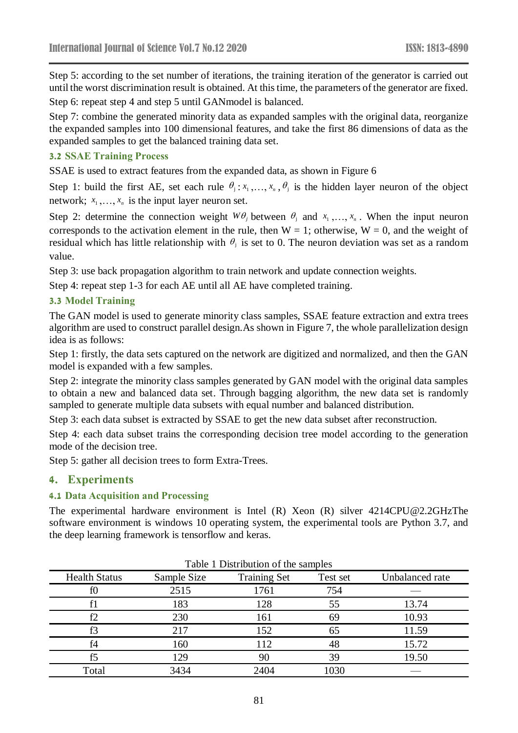Step 5: according to the set number of iterations, the training iteration of the generator is carried out until the worst discrimination result is obtained. At this time, the parameters of the generator are fixed.

Step 6: repeat step 4 and step 5 until GANmodel is balanced.

Step 7: combine the generated minority data as expanded samples with the original data, reorganize the expanded samples into 100 dimensional features, and take the first 86 dimensions of data as the expanded samples to get the balanced training data set.

### 3.2 SSAE Training Process

SSAE is used to extract features from the expanded data, as shown in Figure 6

Step 1: build the first AE, set each rule $\theta_j : x_1, \ldots, x_n, \theta_j$ is the hidden layer neuron of the object network; $x_1, \ldots, x_n$ is the input layer neuron set.

Step 2: determine the connection weight $W\theta_j$ between $\theta_j$ and $x_1, \ldots, x_n$. When the input neuron corresponds to the activation element in the rule, then W = 1; otherwise, W = 0, and the weight of residual which has little relationship with $\theta_j$ is set to 0. The neuron deviation was set as a random value.

Step 3: use back propagation algorithm to train network and update connection weights.

Step 4: repeat step 1-3 for each AE until all AE have completed training.

### 3.3 Model Training

The GAN model is used to generate minority class samples, SSAE feature extraction and extra trees algorithm are used to construct parallel design.As shown in Figure 7, the whole parallelization design idea is as follows:

Step 1: firstly, the data sets captured on the network are digitized and normalized, and then the GAN model is expanded with a few samples.

Step 2: integrate the minority class samples generated by GAN model with the original data samples to obtain a new and balanced data set. Through bagging algorithm, the new data set is randomly sampled to generate multiple data subsets with equal number and balanced distribution.

Step 3: each data subset is extracted by SSAE to get the new data subset after reconstruction.

Step 4: each data subset trains the corresponding decision tree model according to the generation mode of the decision tree.

Step 5: gather all decision trees to form Extra-Trees.

## 4. Experiments

### 4.1 Data Acquisition and Processing

The experimental hardware environment is Intel (R) Xeon (R) silver 4214CPU@2.2GHzThe software environment is windows 10 operating system, the experimental tools are Python 3.7, and the deep learning framework is tensorflow and keras.

Table 1 Distribution of the samples

| Health Status | Sample Size | Training Set | Test set | Unbalanced rate |
|---|---|---|---|---|
| f0 | 2515 | 1761 | 754 | — |
| f1 | 183 | 128 | 55 | 13.74 |
| f2 | 230 | 161 | 69 | 10.93 |
| f3 | 217 | 152 | 65 | 11.59 |
| f4 | 160 | 112 | 48 | 15.72 |
| f5 | 129 | 90 | 39 | 19.50 |
| Total | 3434 | 2404 | 1030 | — |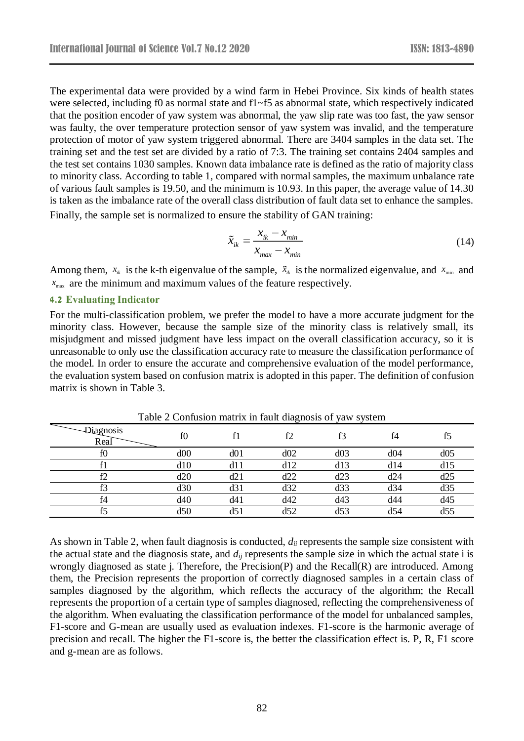The experimental data were provided by a wind farm in Hebei Province. Six kinds of health states were selected, including f0 as normal state and f1~f5 as abnormal state, which respectively indicated that the position encoder of yaw system was abnormal, the yaw slip rate was too fast, the yaw sensor was faulty, the over temperature protection sensor of yaw system was invalid, and the temperature protection of motor of yaw system triggered abnormal. There are 3404 samples in the data set. The training set and the test set are divided by a ratio of 7:3. The training set contains 2404 samples and the test set contains 1030 samples. Known data imbalance rate is defined as the ratio of majority class to minority class. According to table 1, compared with normal samples, the maximum unbalance rate of various fault samples is 19.50, and the minimum is 10.93. In this paper, the average value of 14.30 is taken as the imbalance rate of the overall class distribution of fault data set to enhance the samples. Finally, the sample set is normalized to ensure the stability of GAN training:

$$\tilde{x}_{ik} = \frac{x_{ik} - x_{min}}{x_{max} - x_{min}} \tag{14}$$

Among them, $x_{ik}$ is the k-th eigenvalue of the sample, $\tilde{x}_{ik}$ is the normalized eigenvalue, and $x_{\min}$ and $x_{\max}$ are the minimum and maximum values of the feature respectively.

### 4.2 Evaluating Indicator

For the multi-classification problem, we prefer the model to have a more accurate judgment for the minority class. However, because the sample size of the minority class is relatively small, its misjudgment and missed judgment have less impact on the overall classification accuracy, so it is unreasonable to only use the classification accuracy rate to measure the classification performance of the model. In order to ensure the accurate and comprehensive evaluation of the model performance, the evaluation system based on confusion matrix is adopted in this paper. The definition of confusion matrix is shown in Table 3.

Table 2 Confusion matrix in fault diagnosis of yaw system

| Real \ Diagnosis | f0 | f1 | f2 | f3 | f4 | f5 |
|---|---|---|---|---|---|---|
| f0 | d00 | d01 | d02 | d03 | d04 | d05 |
| f1 | d10 | d11 | d12 | d13 | d14 | d15 |
| f2 | d20 | d21 | d22 | d23 | d24 | d25 |
| f3 | d30 | d31 | d32 | d33 | d34 | d35 |
| f4 | d40 | d41 | d42 | d43 | d44 | d45 |
| f5 | d50 | d51 | d52 | d53 | d54 | d55 |

As shown in Table 2, when fault diagnosis is conducted, $d_{ii}$ represents the sample size consistent with the actual state and the diagnosis state, and $d_{ij}$ represents the sample size in which the actual state i is wrongly diagnosed as state j. Therefore, the Precision(P) and the Recall(R) are introduced. Among them, the Precision represents the proportion of correctly diagnosed samples in a certain class of samples diagnosed by the algorithm, which reflects the accuracy of the algorithm; the Recall represents the proportion of a certain type of samples diagnosed, reflecting the comprehensiveness of the algorithm. When evaluating the classification performance of the model for unbalanced samples, F1-score and G-mean are usually used as evaluation indexes. F1-score is the harmonic average of precision and recall. The higher the F1-score is, the better the classification effect is. P, R, F1 score and g-mean are as follows.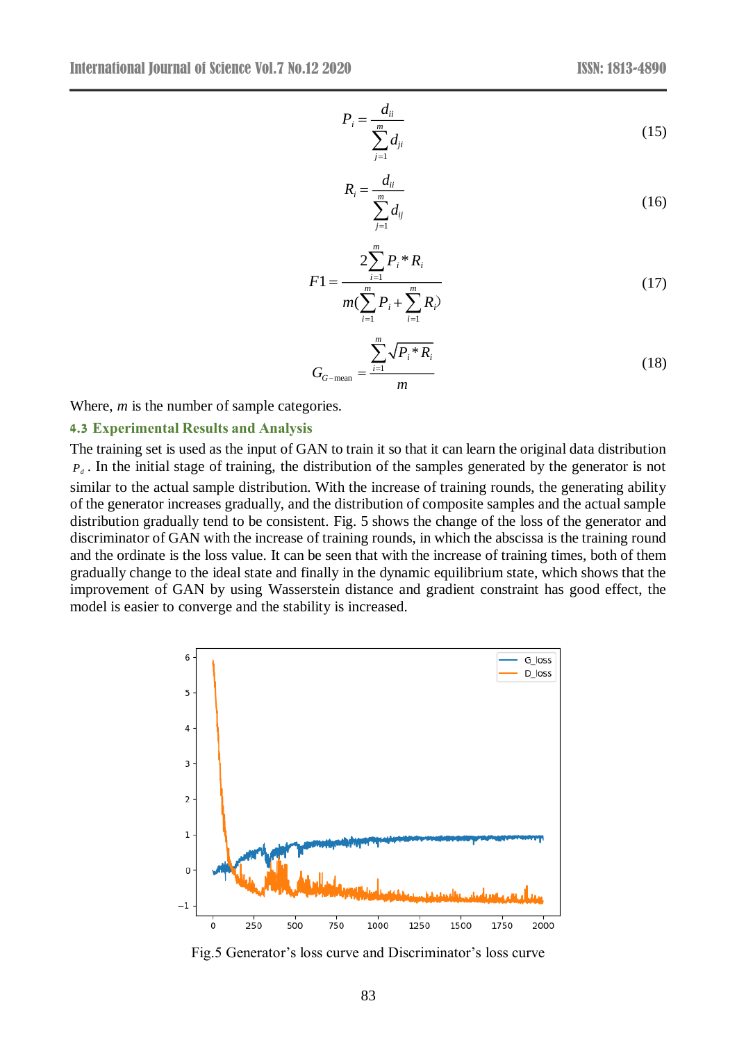$$P_i = \frac{d_{ii}}{\sum_{j=1}^{m} d_{ji}} \tag{15}$$

$$R_i = \frac{d_{ii}}{\sum_{j=1}^{m} d_{ij}} \tag{16}$$

$$F1 = \frac{2\sum_{i=1}^{m} P_i * R_i}{m(\sum_{i=1}^{m} P_i + \sum_{i=1}^{m} R_i)} \tag{17}$$

$$G_{G-\text{mean}} = \frac{\sum_{i=1}^{m} \sqrt{P_i * R_i}}{m} \tag{18}$$

Where, $m$ is the number of sample categories.

### 4.3 Experimental Results and Analysis

The training set is used as the input of GAN to train it so that it can learn the original data distribution $P_d$. In the initial stage of training, the distribution of the samples generated by the generator is not similar to the actual sample distribution. With the increase of training rounds, the generating ability of the generator increases gradually, and the distribution of composite samples and the actual sample distribution gradually tend to be consistent. Fig. 5 shows the change of the loss of the generator and discriminator of GAN with the increase of training rounds, in which the abscissa is the training round and the ordinate is the loss value. It can be seen that with the increase of training times, both of them gradually change to the ideal state and finally in the dynamic equilibrium state, which shows that the improvement of GAN by using Wasserstein distance and gradient constraint has good effect, the model is easier to converge and the stability is increased.

Fig.5 Generator's loss curve and Discriminator's loss curve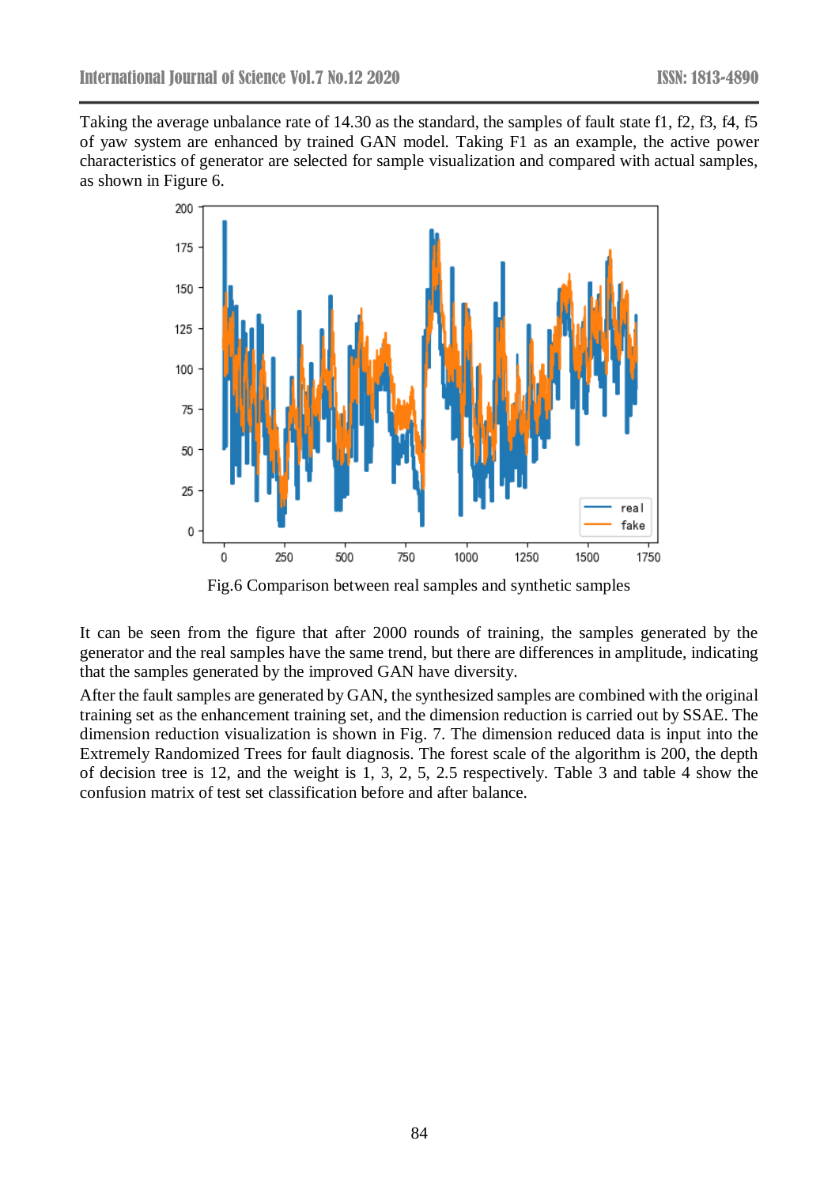Taking the average unbalance rate of 14.30 as the standard, the samples of fault state f1, f2, f3, f4, f5 of yaw system are enhanced by trained GAN model. Taking F1 as an example, the active power characteristics of generator are selected for sample visualization and compared with actual samples, as shown in Figure 6.

Fig.6 Comparison between real samples and synthetic samples

It can be seen from the figure that after 2000 rounds of training, the samples generated by the generator and the real samples have the same trend, but there are differences in amplitude, indicating that the samples generated by the improved GAN have diversity.

After the fault samples are generated by GAN, the synthesized samples are combined with the original training set as the enhancement training set, and the dimension reduction is carried out by SSAE. The dimension reduction visualization is shown in Fig. 7. The dimension reduced data is input into the Extremely Randomized Trees for fault diagnosis. The forest scale of the algorithm is 200, the depth of decision tree is 12, and the weight is 1, 3, 2, 5, 2.5 respectively. Table 3 and table 4 show the confusion matrix of test set classification before and after balance.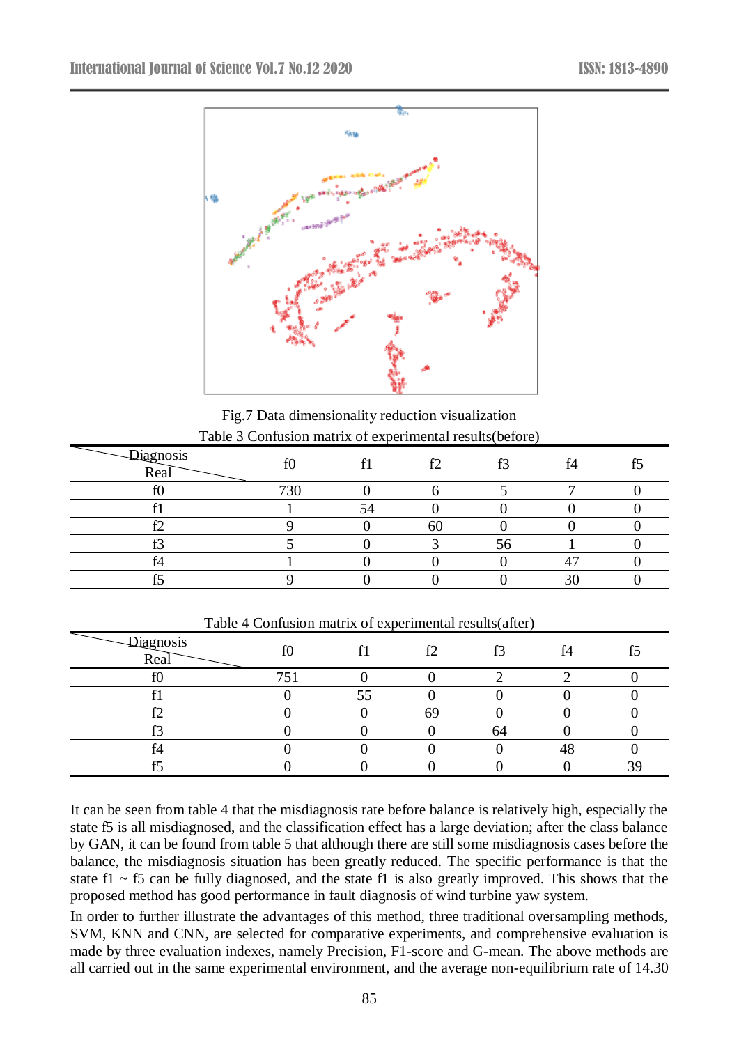Fig.7 Data dimensionality reduction visualization

Table 3 Confusion matrix of experimental results(before)

| Real \ Diagnosis | f0 | f1 | f2 | f3 | f4 | f5 |
|---|---|---|---|---|---|---|
| f0 | 730 | 0 | 6 | 5 | 7 | 0 |
| f1 | 1 | 54 | 0 | 0 | 0 | 0 |
| f2 | 9 | 0 | 60 | 0 | 0 | 0 |
| f3 | 5 | 0 | 3 | 56 | 1 | 0 |
| f4 | 1 | 0 | 0 | 0 | 47 | 0 |
| f5 | 9 | 0 | 0 | 0 | 30 | 0 |

Table 4 Confusion matrix of experimental results(after)

| Real \ Diagnosis | f0 | f1 | f2 | f3 | f4 | f5 |
|---|---|---|---|---|---|---|
| f0 | 751 | 0 | 0 | 2 | 2 | 0 |
| f1 | 0 | 55 | 0 | 0 | 0 | 0 |
| f2 | 0 | 0 | 69 | 0 | 0 | 0 |
| f3 | 0 | 0 | 0 | 64 | 0 | 0 |
| f4 | 0 | 0 | 0 | 0 | 48 | 0 |
| f5 | 0 | 0 | 0 | 0 | 0 | 39 |

It can be seen from table 4 that the misdiagnosis rate before balance is relatively high, especially the state f5 is all misdiagnosed, and the classification effect has a large deviation; after the class balance by GAN, it can be found from table 5 that although there are still some misdiagnosis cases before the balance, the misdiagnosis situation has been greatly reduced. The specific performance is that the state f1 ~ f5 can be fully diagnosed, and the state f1 is also greatly improved. This shows that the proposed method has good performance in fault diagnosis of wind turbine yaw system.

In order to further illustrate the advantages of this method, three traditional oversampling methods, SVM, KNN and CNN, are selected for comparative experiments, and comprehensive evaluation is made by three evaluation indexes, namely Precision, F1-score and G-mean. The above methods are all carried out in the same experimental environment, and the average non-equilibrium rate of 14.30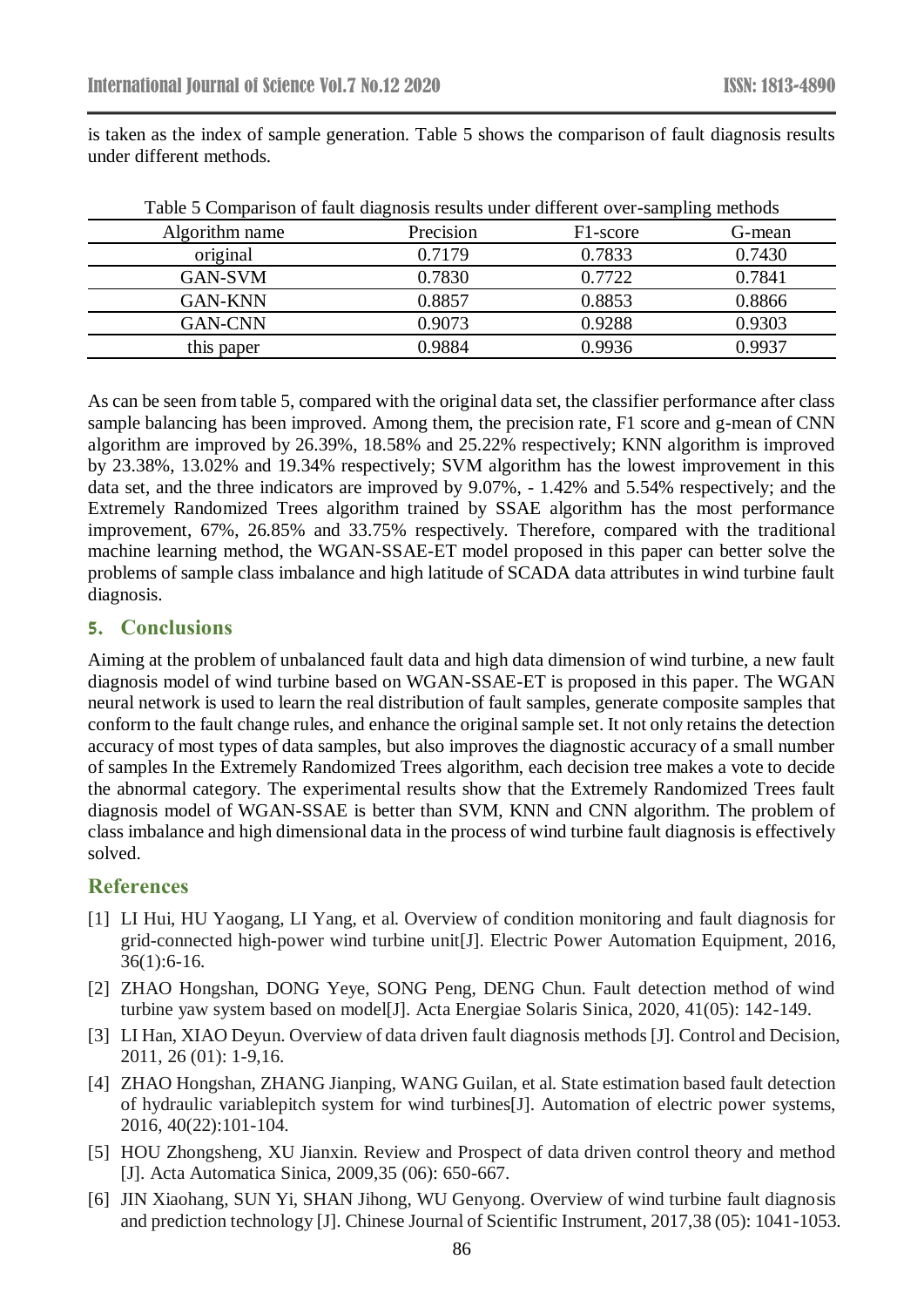is taken as the index of sample generation. Table 5 shows the comparison of fault diagnosis results under different methods.

Table 5 Comparison of fault diagnosis results under different over-sampling methods

| Algorithm name | Precision | F1-score | G-mean |
|---|---|---|---|
| original | 0.7179 | 0.7833 | 0.7430 |
| GAN-SVM | 0.7830 | 0.7722 | 0.7841 |
| GAN-KNN | 0.8857 | 0.8853 | 0.8866 |
| GAN-CNN | 0.9073 | 0.9288 | 0.9303 |
| this paper | 0.9884 | 0.9936 | 0.9937 |

As can be seen from table 5, compared with the original data set, the classifier performance after class sample balancing has been improved. Among them, the precision rate, F1 score and g-mean of CNN algorithm are improved by 26.39%, 18.58% and 25.22% respectively; KNN algorithm is improved by 23.38%, 13.02% and 19.34% respectively; SVM algorithm has the lowest improvement in this data set, and the three indicators are improved by 9.07%, - 1.42% and 5.54% respectively; and the Extremely Randomized Trees algorithm trained by SSAE algorithm has the most performance improvement, 67%, 26.85% and 33.75% respectively. Therefore, compared with the traditional machine learning method, the WGAN-SSAE-ET model proposed in this paper can better solve the problems of sample class imbalance and high latitude of SCADA data attributes in wind turbine fault diagnosis.

## 5. Conclusions

Aiming at the problem of unbalanced fault data and high data dimension of wind turbine, a new fault diagnosis model of wind turbine based on WGAN-SSAE-ET is proposed in this paper. The WGAN neural network is used to learn the real distribution of fault samples, generate composite samples that conform to the fault change rules, and enhance the original sample set. It not only retains the detection accuracy of most types of data samples, but also improves the diagnostic accuracy of a small number of samples In the Extremely Randomized Trees algorithm, each decision tree makes a vote to decide the abnormal category. The experimental results show that the Extremely Randomized Trees fault diagnosis model of WGAN-SSAE is better than SVM, KNN and CNN algorithm. The problem of class imbalance and high dimensional data in the process of wind turbine fault diagnosis is effectively solved.

## References

[1] LI Hui, HU Yaogang, LI Yang, et al. Overview of condition monitoring and fault diagnosis for grid-connected high-power wind turbine unit[J]. Electric Power Automation Equipment, 2016, 36(1):6-16.

[2] ZHAO Hongshan, DONG Yeye, SONG Peng, DENG Chun. Fault detection method of wind turbine yaw system based on model[J]. Acta Energiae Solaris Sinica, 2020, 41(05): 142-149.

[3] LI Han, XIAO Deyun. Overview of data driven fault diagnosis methods [J]. Control and Decision, 2011, 26 (01): 1-9,16.

[4] ZHAO Hongshan, ZHANG Jianping, WANG Guilan, et al. State estimation based fault detection of hydraulic variablepitch system for wind turbines[J]. Automation of electric power systems, 2016, 40(22):101-104.

[5] HOU Zhongsheng, XU Jianxin. Review and Prospect of data driven control theory and method [J]. Acta Automatica Sinica, 2009,35 (06): 650-667.

[6] JIN Xiaohang, SUN Yi, SHAN Jihong, WU Genyong. Overview of wind turbine fault diagnosis and prediction technology [J]. Chinese Journal of Scientific Instrument, 2017,38 (05): 1041-1053.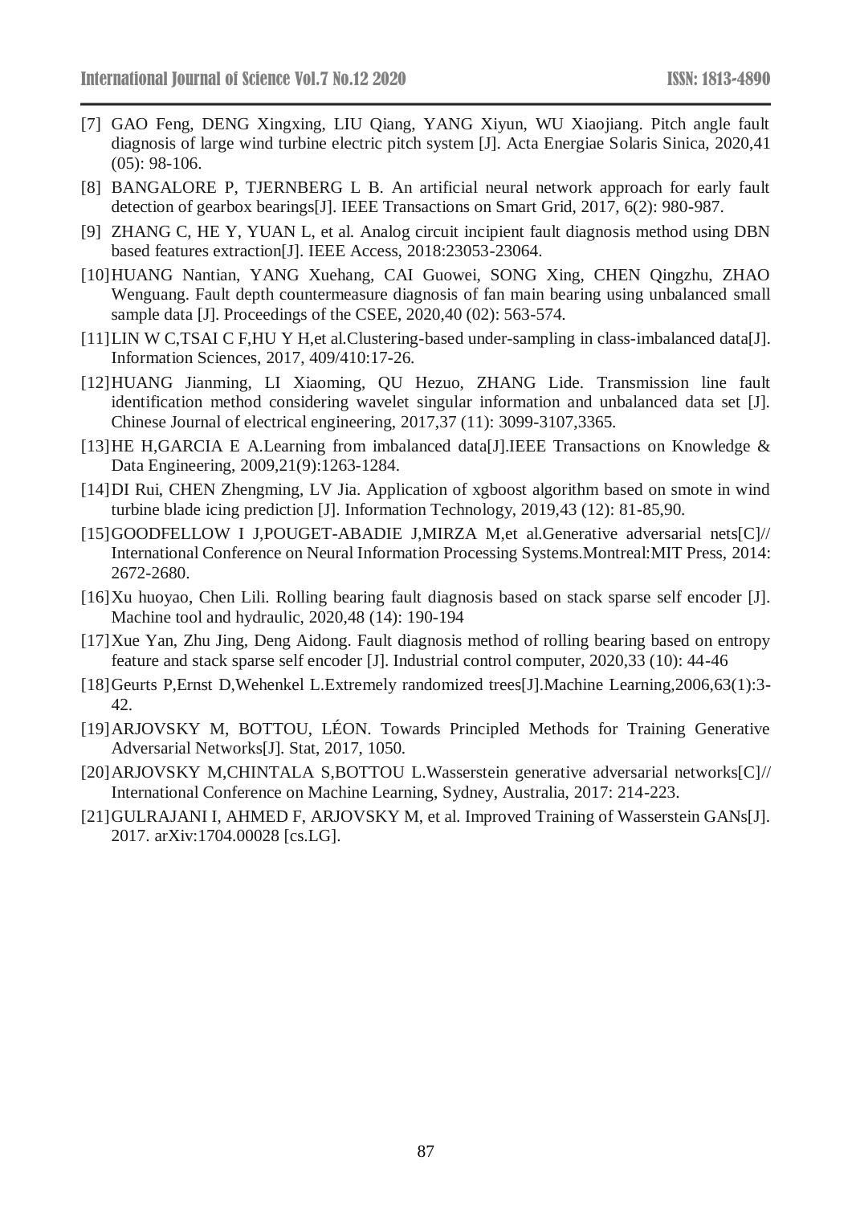[7] GAO Feng, DENG Xingxing, LIU Qiang, YANG Xiyun, WU Xiaojiang. Pitch angle fault diagnosis of large wind turbine electric pitch system [J]. Acta Energiae Solaris Sinica, 2020,41 (05): 98-106.

[8] BANGALORE P, TJERNBERG L B. An artificial neural network approach for early fault detection of gearbox bearings[J]. IEEE Transactions on Smart Grid, 2017, 6(2): 980-987.

[9] ZHANG C, HE Y, YUAN L, et al. Analog circuit incipient fault diagnosis method using DBN based features extraction[J]. IEEE Access, 2018:23053-23064.

[10] HUANG Nantian, YANG Xuehang, CAI Guowei, SONG Xing, CHEN Qingzhu, ZHAO Wenguang. Fault depth countermeasure diagnosis of fan main bearing using unbalanced small sample data [J]. Proceedings of the CSEE, 2020,40 (02): 563-574.

[11] LIN W C,TSAI C F,HU Y H,et al.Clustering-based under-sampling in class-imbalanced data[J]. Information Sciences, 2017, 409/410:17-26.

[12] HUANG Jianming, LI Xiaoming, QU Hezuo, ZHANG Lide. Transmission line fault identification method considering wavelet singular information and unbalanced data set [J]. Chinese Journal of electrical engineering, 2017,37 (11): 3099-3107,3365.

[13] HE H,GARCIA E A.Learning from imbalanced data[J].IEEE Transactions on Knowledge & Data Engineering, 2009,21(9):1263-1284.

[14] DI Rui, CHEN Zhengming, LV Jia. Application of xgboost algorithm based on smote in wind turbine blade icing prediction [J]. Information Technology, 2019,43 (12): 81-85,90.

[15] GOODFELLOW I J,POUGET-ABADIE J,MIRZA M,et al.Generative adversarial nets[C]// International Conference on Neural Information Processing Systems.Montreal:MIT Press, 2014: 2672-2680.

[16] Xu huoyao, Chen Lili. Rolling bearing fault diagnosis based on stack sparse self encoder [J]. Machine tool and hydraulic, 2020,48 (14): 190-194

[17] Xue Yan, Zhu Jing, Deng Aidong. Fault diagnosis method of rolling bearing based on entropy feature and stack sparse self encoder [J]. Industrial control computer, 2020,33 (10): 44-46

[18] Geurts P,Ernst D,Wehenkel L.Extremely randomized trees[J].Machine Learning,2006,63(1):3-42.

[19] ARJOVSKY M, BOTTOU, LÉON. Towards Principled Methods for Training Generative Adversarial Networks[J]. Stat, 2017, 1050.

[20] ARJOVSKY M,CHINTALA S,BOTTOU L.Wasserstein generative adversarial networks[C]// International Conference on Machine Learning, Sydney, Australia, 2017: 214-223.

[21] GULRAJANI I, AHMED F, ARJOVSKY M, et al. Improved Training of Wasserstein GANs[J]. 2017. arXiv:1704.00028 [cs.LG].